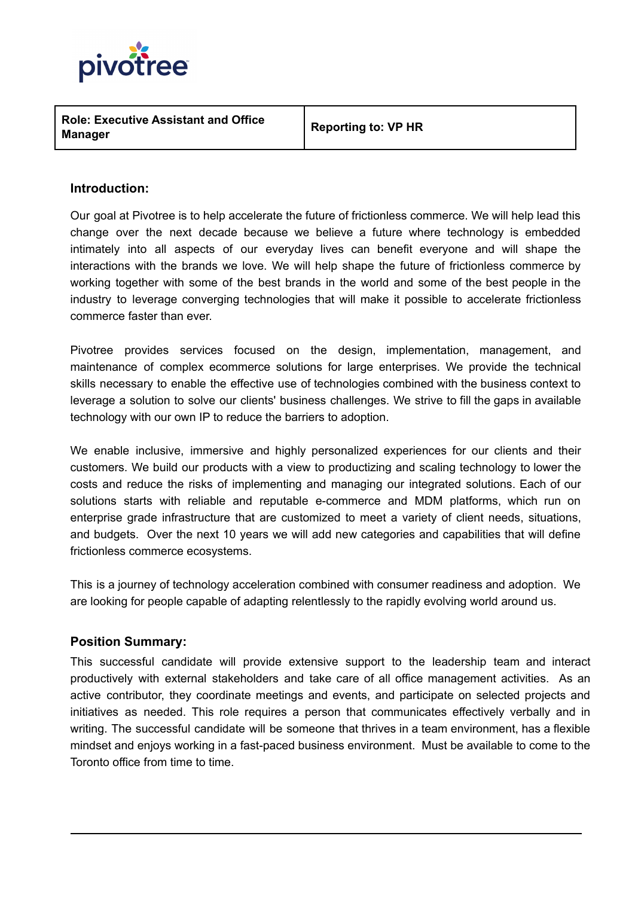| **Role: Executive Assistant and Office Manager** | **Reporting to: VP HR** |
|---|---|

### Introduction:

Our goal at Pivotree is to help accelerate the future of frictionless commerce. We will help lead this change over the next decade because we believe a future where technology is embedded intimately into all aspects of our everyday lives can benefit everyone and will shape the interactions with the brands we love. We will help shape the future of frictionless commerce by working together with some of the best brands in the world and some of the best people in the industry to leverage converging technologies that will make it possible to accelerate frictionless commerce faster than ever.

Pivotree provides services focused on the design, implementation, management, and maintenance of complex ecommerce solutions for large enterprises. We provide the technical skills necessary to enable the effective use of technologies combined with the business context to leverage a solution to solve our clients' business challenges. We strive to fill the gaps in available technology with our own IP to reduce the barriers to adoption.

We enable inclusive, immersive and highly personalized experiences for our clients and their customers. We build our products with a view to productizing and scaling technology to lower the costs and reduce the risks of implementing and managing our integrated solutions. Each of our solutions starts with reliable and reputable e-commerce and MDM platforms, which run on enterprise grade infrastructure that are customized to meet a variety of client needs, situations, and budgets. Over the next 10 years we will add new categories and capabilities that will define frictionless commerce ecosystems.

This is a journey of technology acceleration combined with consumer readiness and adoption. We are looking for people capable of adapting relentlessly to the rapidly evolving world around us.

### Position Summary:

This successful candidate will provide extensive support to the leadership team and interact productively with external stakeholders and take care of all office management activities. As an active contributor, they coordinate meetings and events, and participate on selected projects and initiatives as needed. This role requires a person that communicates effectively verbally and in writing. The successful candidate will be someone that thrives in a team environment, has a flexible mindset and enjoys working in a fast-paced business environment. Must be available to come to the Toronto office from time to time.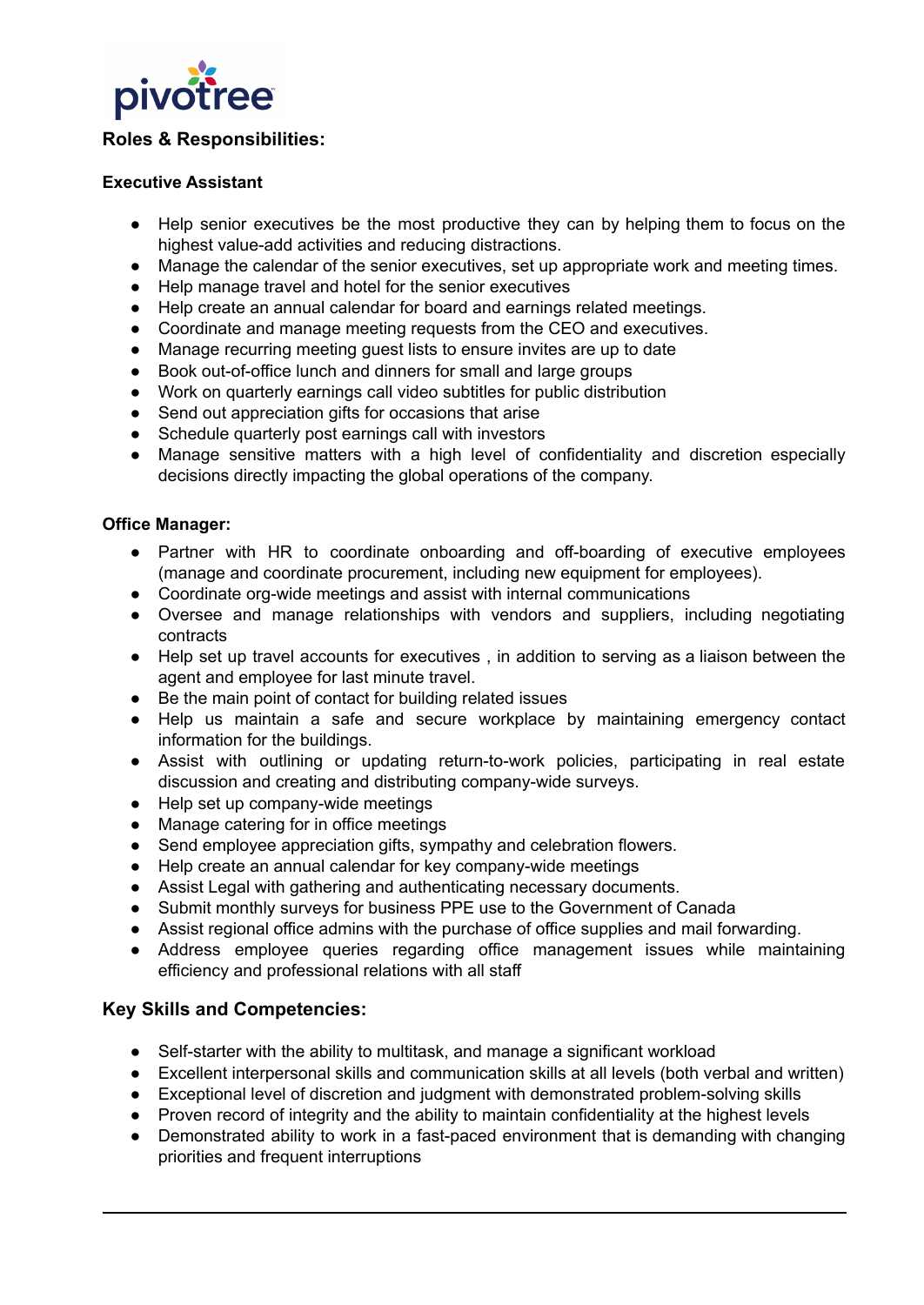## Roles & Responsibilities:

**Executive Assistant**

- Help senior executives be the most productive they can by helping them to focus on the highest value-add activities and reducing distractions.
- Manage the calendar of the senior executives, set up appropriate work and meeting times.
- Help manage travel and hotel for the senior executives
- Help create an annual calendar for board and earnings related meetings.
- Coordinate and manage meeting requests from the CEO and executives.
- Manage recurring meeting guest lists to ensure invites are up to date
- Book out-of-office lunch and dinners for small and large groups
- Work on quarterly earnings call video subtitles for public distribution
- Send out appreciation gifts for occasions that arise
- Schedule quarterly post earnings call with investors
- Manage sensitive matters with a high level of confidentiality and discretion especially decisions directly impacting the global operations of the company.

**Office Manager:**

- Partner with HR to coordinate onboarding and off-boarding of executive employees (manage and coordinate procurement, including new equipment for employees).
- Coordinate org-wide meetings and assist with internal communications
- Oversee and manage relationships with vendors and suppliers, including negotiating contracts
- Help set up travel accounts for executives , in addition to serving as a liaison between the agent and employee for last minute travel.
- Be the main point of contact for building related issues
- Help us maintain a safe and secure workplace by maintaining emergency contact information for the buildings.
- Assist with outlining or updating return-to-work policies, participating in real estate discussion and creating and distributing company-wide surveys.
- Help set up company-wide meetings
- Manage catering for in office meetings
- Send employee appreciation gifts, sympathy and celebration flowers.
- Help create an annual calendar for key company-wide meetings
- Assist Legal with gathering and authenticating necessary documents.
- Submit monthly surveys for business PPE use to the Government of Canada
- Assist regional office admins with the purchase of office supplies and mail forwarding.
- Address employee queries regarding office management issues while maintaining efficiency and professional relations with all staff

## Key Skills and Competencies:

- Self-starter with the ability to multitask, and manage a significant workload
- Excellent interpersonal skills and communication skills at all levels (both verbal and written)
- Exceptional level of discretion and judgment with demonstrated problem-solving skills
- Proven record of integrity and the ability to maintain confidentiality at the highest levels
- Demonstrated ability to work in a fast-paced environment that is demanding with changing priorities and frequent interruptions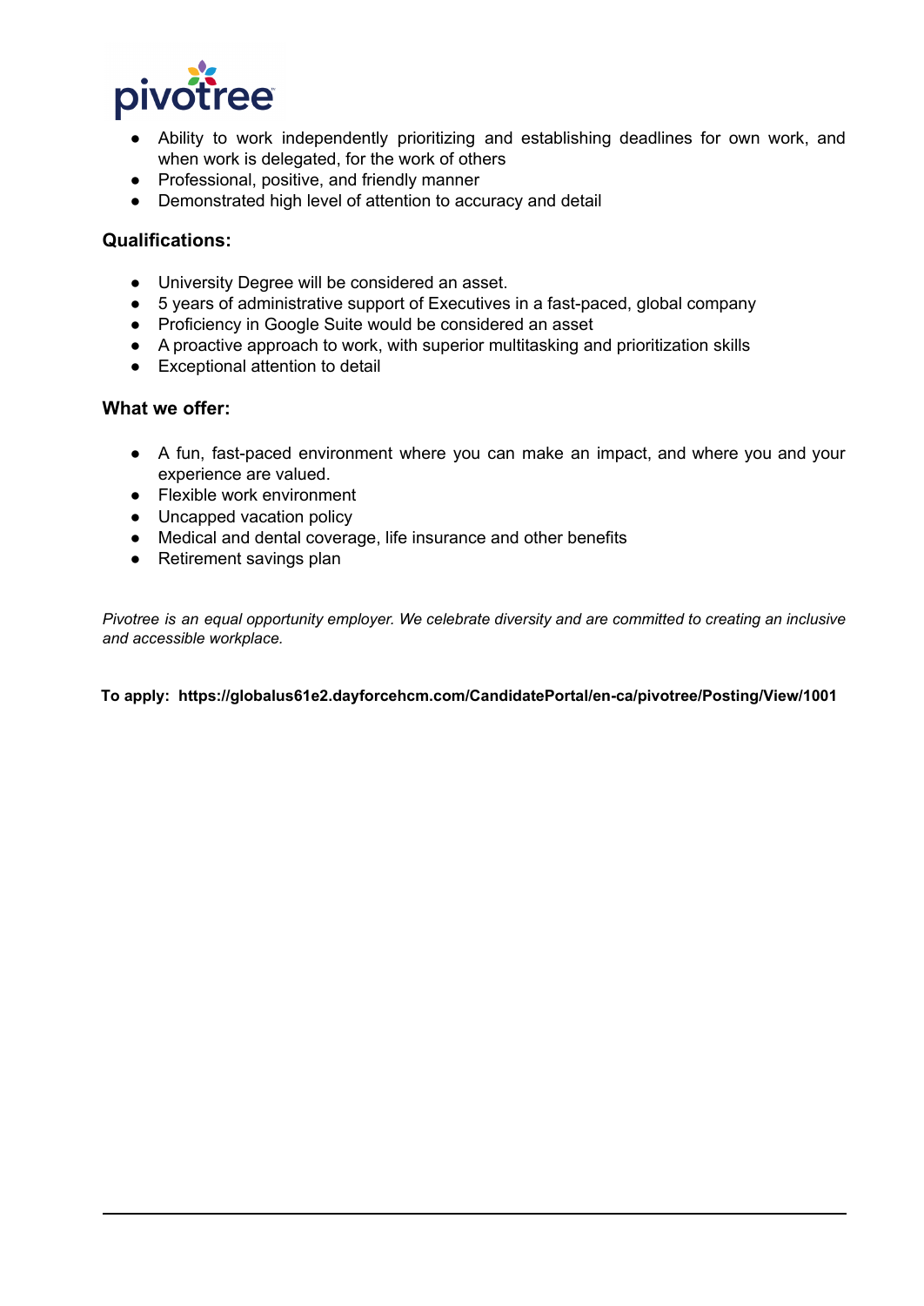- Ability to work independently prioritizing and establishing deadlines for own work, and when work is delegated, for the work of others
- Professional, positive, and friendly manner
- Demonstrated high level of attention to accuracy and detail

### Qualifications:

- University Degree will be considered an asset.
- 5 years of administrative support of Executives in a fast-paced, global company
- Proficiency in Google Suite would be considered an asset
- A proactive approach to work, with superior multitasking and prioritization skills
- Exceptional attention to detail

### What we offer:

- A fun, fast-paced environment where you can make an impact, and where you and your experience are valued.
- Flexible work environment
- Uncapped vacation policy
- Medical and dental coverage, life insurance and other benefits
- Retirement savings plan

*Pivotree is an equal opportunity employer. We celebrate diversity and are committed to creating an inclusive and accessible workplace.*

**To apply: https://globalus61e2.dayforcehcm.com/CandidatePortal/en-ca/pivotree/Posting/View/1001**